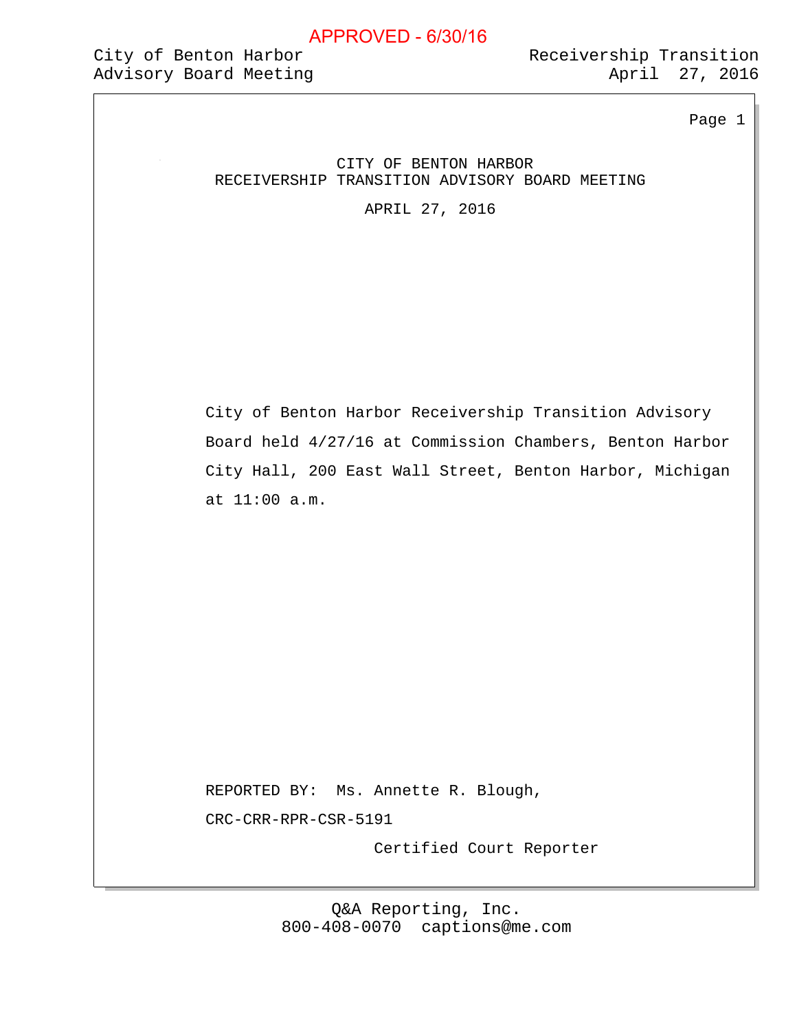APPROVED - 6/30/16

# CITY OF BENTON HARBOR
## RECEIVERSHIP TRANSITION ADVISORY BOARD MEETING

APRIL 27, 2016

City of Benton Harbor Receivership Transition Advisory Board held 4/27/16 at Commission Chambers, Benton Harbor City Hall, 200 East Wall Street, Benton Harbor, Michigan at 11:00 a.m.

REPORTED BY: Ms. Annette R. Blough,

CRC-CRR-RPR-CSR-5191

Certified Court Reporter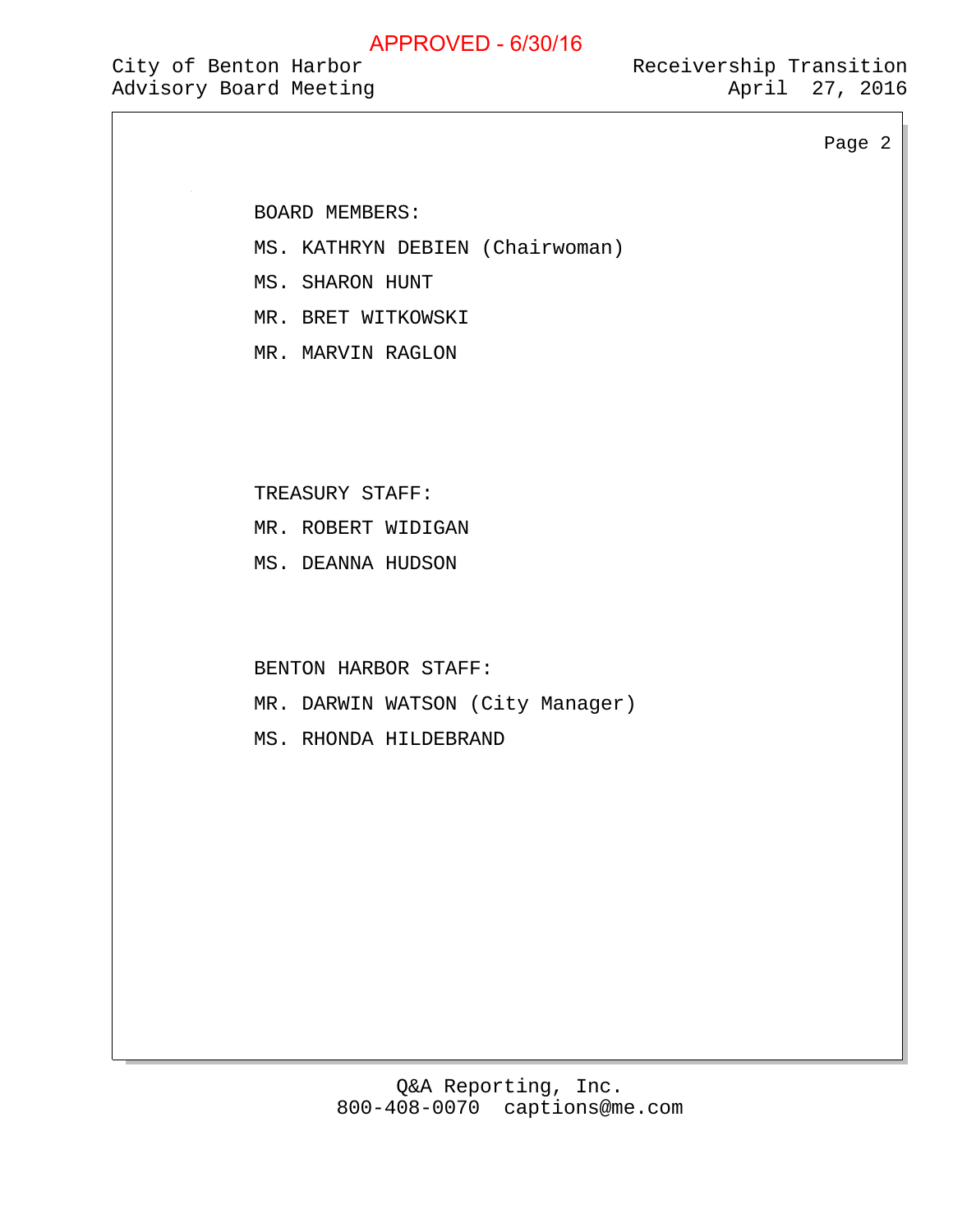BOARD MEMBERS:

MS. KATHRYN DEBIEN (Chairwoman)

MS. SHARON HUNT

MR. BRET WITKOWSKI

MR. MARVIN RAGLON

TREASURY STAFF:

MR. ROBERT WIDIGAN

MS. DEANNA HUDSON

BENTON HARBOR STAFF:

MR. DARWIN WATSON (City Manager)

MS. RHONDA HILDEBRAND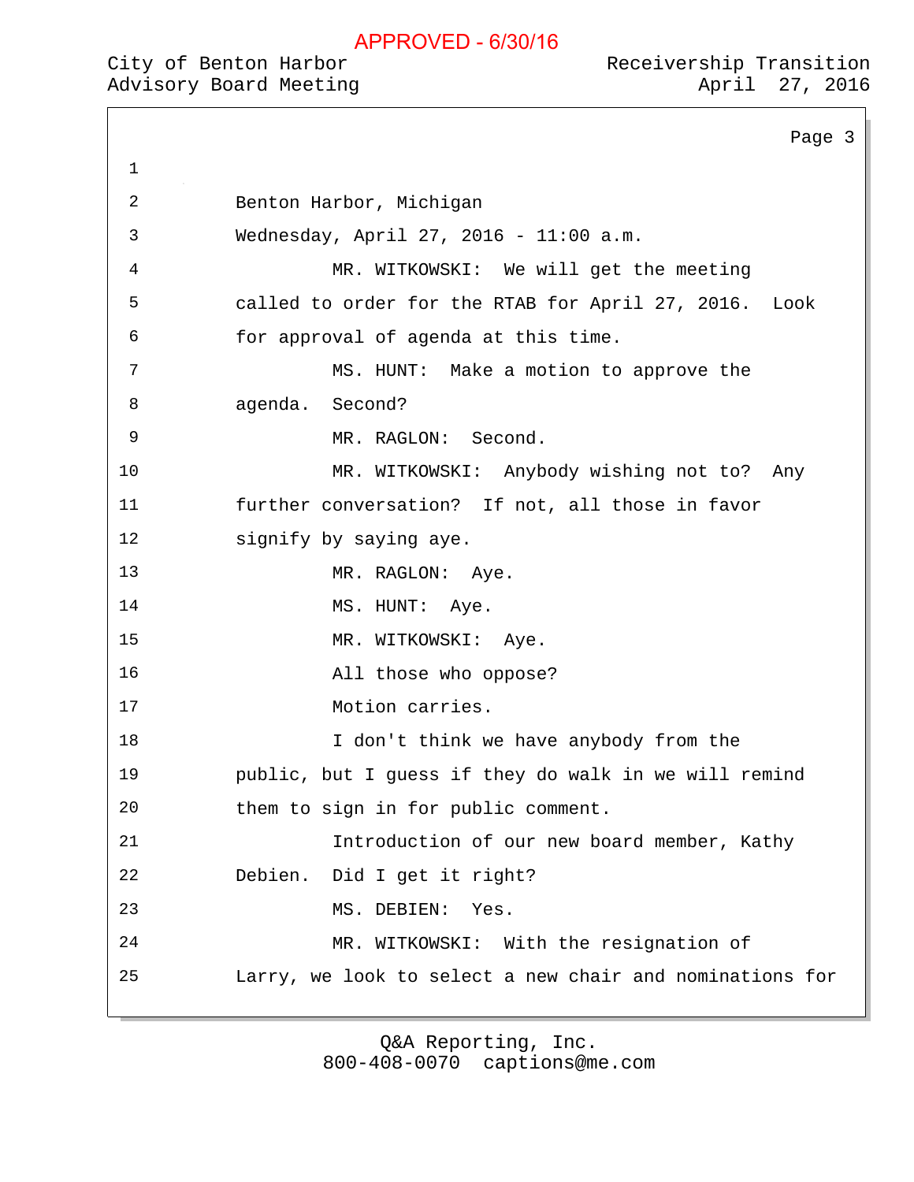APPROVED - 6/30/16

Benton Harbor, Michigan

Wednesday, April 27, 2016 - 11:00 a.m.

MR. WITKOWSKI: We will get the meeting called to order for the RTAB for April 27, 2016. Look for approval of agenda at this time.

MS. HUNT: Make a motion to approve the agenda. Second?

MR. RAGLON: Second.

MR. WITKOWSKI: Anybody wishing not to? Any further conversation? If not, all those in favor signify by saying aye.

MR. RAGLON: Aye.

MS. HUNT: Aye.

MR. WITKOWSKI: Aye.

All those who oppose?

Motion carries.

I don't think we have anybody from the public, but I guess if they do walk in we will remind them to sign in for public comment.

Introduction of our new board member, Kathy Debien. Did I get it right?

MS. DEBIEN: Yes.

MR. WITKOWSKI: With the resignation of Larry, we look to select a new chair and nominations for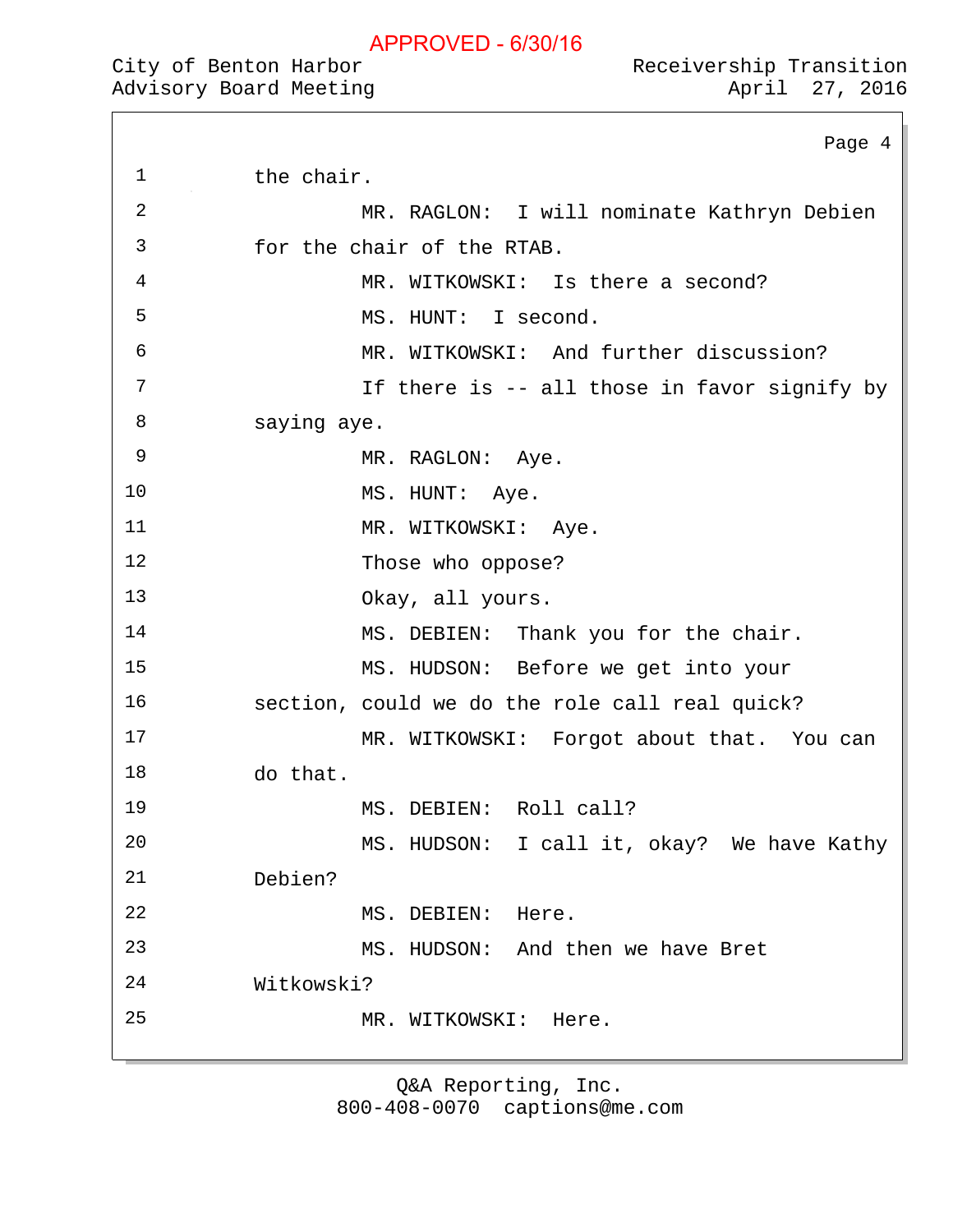the chair.

MR. RAGLON: I will nominate Kathryn Debien for the chair of the RTAB.

MR. WITKOWSKI: Is there a second?

MS. HUNT: I second.

MR. WITKOWSKI: And further discussion?

If there is -- all those in favor signify by saying aye.

MR. RAGLON: Aye.

MS. HUNT: Aye.

MR. WITKOWSKI: Aye.

Those who oppose?

Okay, all yours.

MS. DEBIEN: Thank you for the chair.

MS. HUDSON: Before we get into your section, could we do the role call real quick?

MR. WITKOWSKI: Forgot about that. You can do that.

MS. DEBIEN: Roll call?

MS. HUDSON: I call it, okay? We have Kathy Debien?

MS. DEBIEN: Here.

MS. HUDSON: And then we have Bret Witkowski?

MR. WITKOWSKI: Here.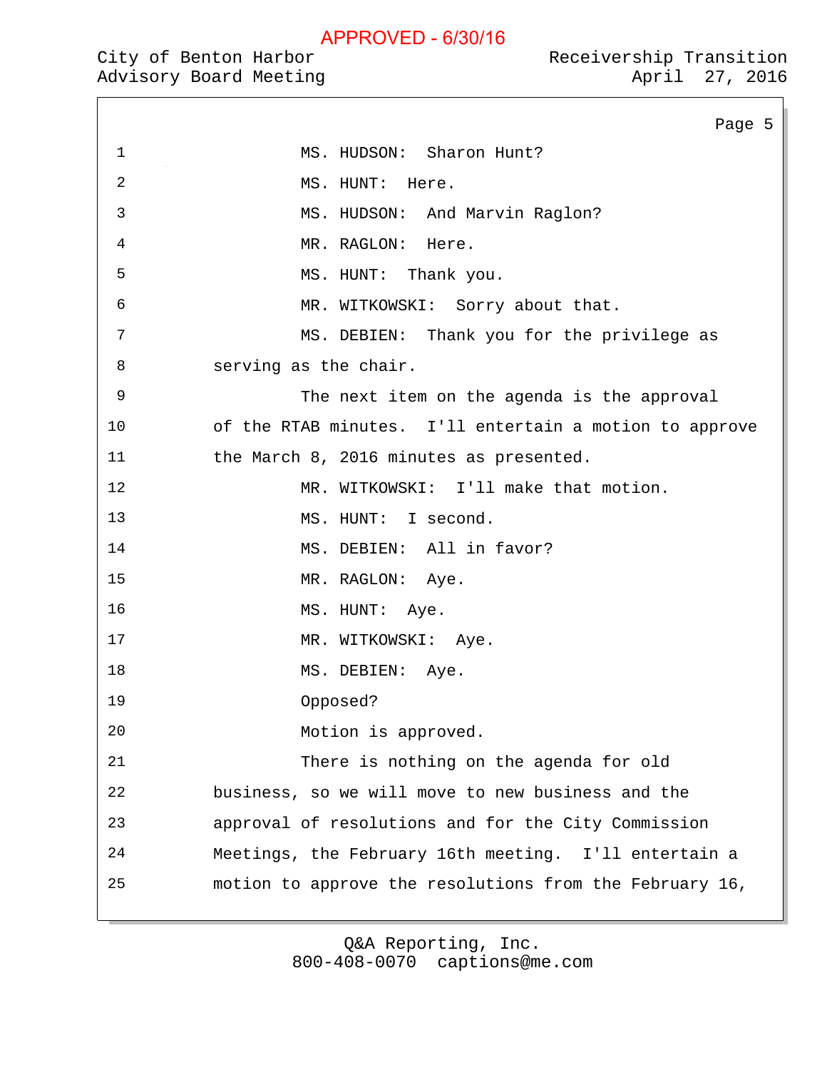MS. HUDSON: Sharon Hunt?

MS. HUNT: Here.

MS. HUDSON: And Marvin Raglon?

MR. RAGLON: Here.

MS. HUNT: Thank you.

MR. WITKOWSKI: Sorry about that.

MS. DEBIEN: Thank you for the privilege as serving as the chair.

The next item on the agenda is the approval of the RTAB minutes. I'll entertain a motion to approve the March 8, 2016 minutes as presented.

MR. WITKOWSKI: I'll make that motion.

MS. HUNT: I second.

MS. DEBIEN: All in favor?

MR. RAGLON: Aye.

MS. HUNT: Aye.

MR. WITKOWSKI: Aye.

MS. DEBIEN: Aye.

Opposed?

Motion is approved.

There is nothing on the agenda for old business, so we will move to new business and the approval of resolutions and for the City Commission Meetings, the February 16th meeting. I'll entertain a motion to approve the resolutions from the February 16,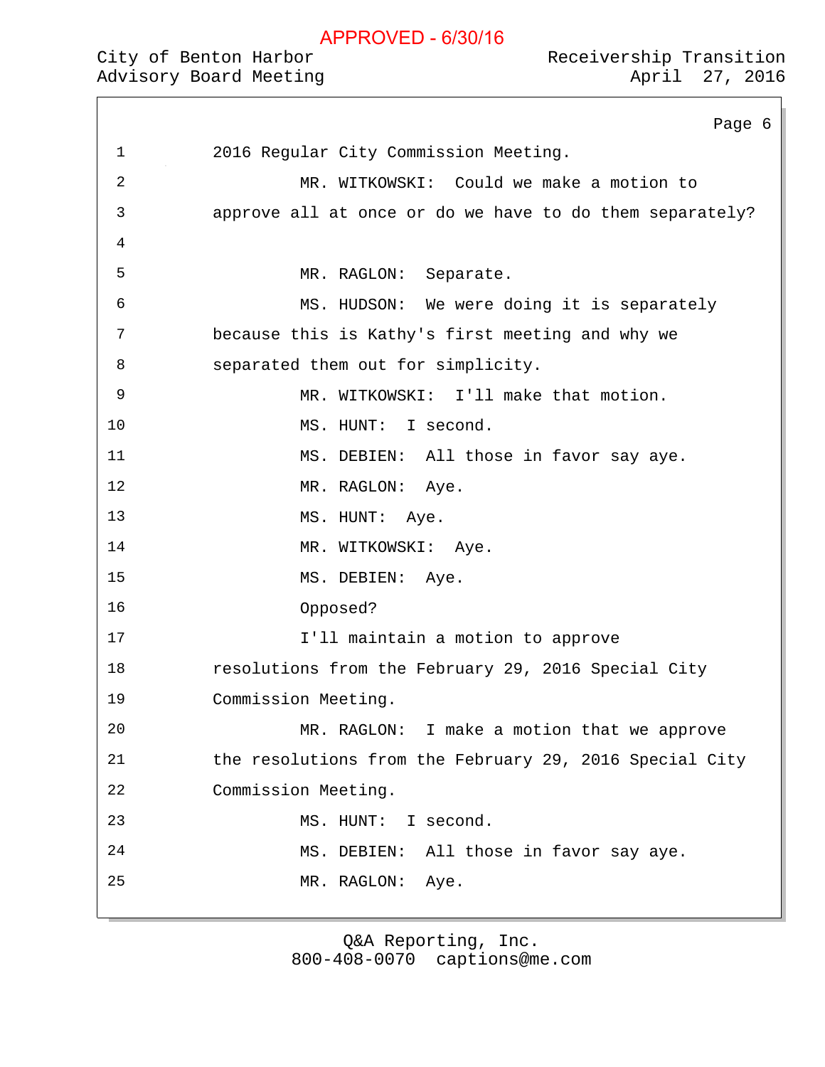2016 Regular City Commission Meeting.

MR. WITKOWSKI: Could we make a motion to approve all at once or do we have to do them separately?

MR. RAGLON: Separate.

MS. HUDSON: We were doing it is separately because this is Kathy's first meeting and why we separated them out for simplicity.

MR. WITKOWSKI: I'll make that motion.

MS. HUNT: I second.

MS. DEBIEN: All those in favor say aye.

MR. RAGLON: Aye.

MS. HUNT: Aye.

MR. WITKOWSKI: Aye.

MS. DEBIEN: Aye.

Opposed?

I'll maintain a motion to approve resolutions from the February 29, 2016 Special City Commission Meeting.

MR. RAGLON: I make a motion that we approve the resolutions from the February 29, 2016 Special City Commission Meeting.

MS. HUNT: I second.

MS. DEBIEN: All those in favor say aye.

MR. RAGLON: Aye.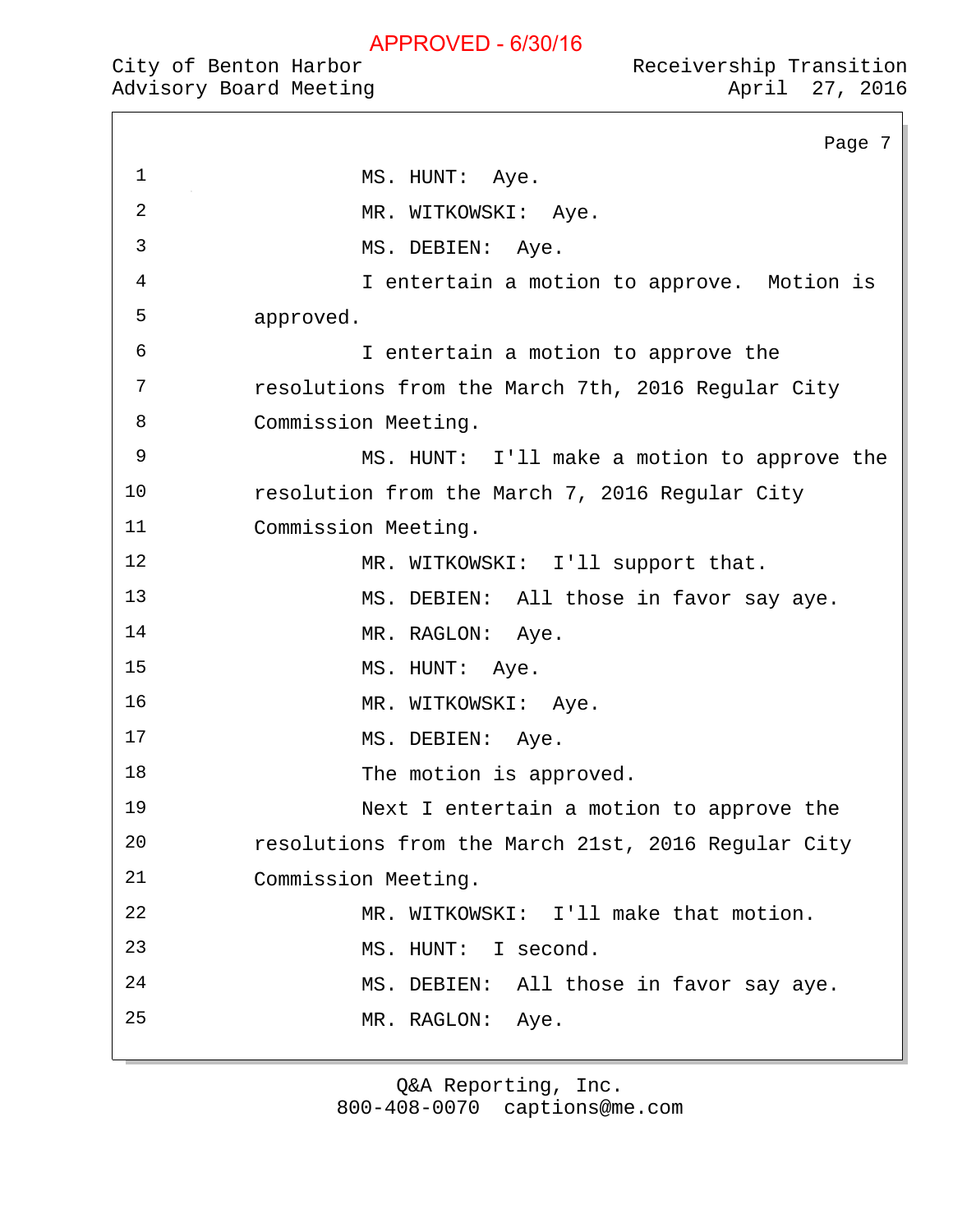MS. HUNT: Aye.

MR. WITKOWSKI: Aye.

MS. DEBIEN: Aye.

I entertain a motion to approve. Motion is approved.

I entertain a motion to approve the resolutions from the March 7th, 2016 Regular City Commission Meeting.

MS. HUNT: I'll make a motion to approve the resolution from the March 7, 2016 Regular City Commission Meeting.

MR. WITKOWSKI: I'll support that.

MS. DEBIEN: All those in favor say aye.

MR. RAGLON: Aye.

MS. HUNT: Aye.

MR. WITKOWSKI: Aye.

MS. DEBIEN: Aye.

The motion is approved.

Next I entertain a motion to approve the resolutions from the March 21st, 2016 Regular City Commission Meeting.

MR. WITKOWSKI: I'll make that motion.

MS. HUNT: I second.

MS. DEBIEN: All those in favor say aye.

MR. RAGLON: Aye.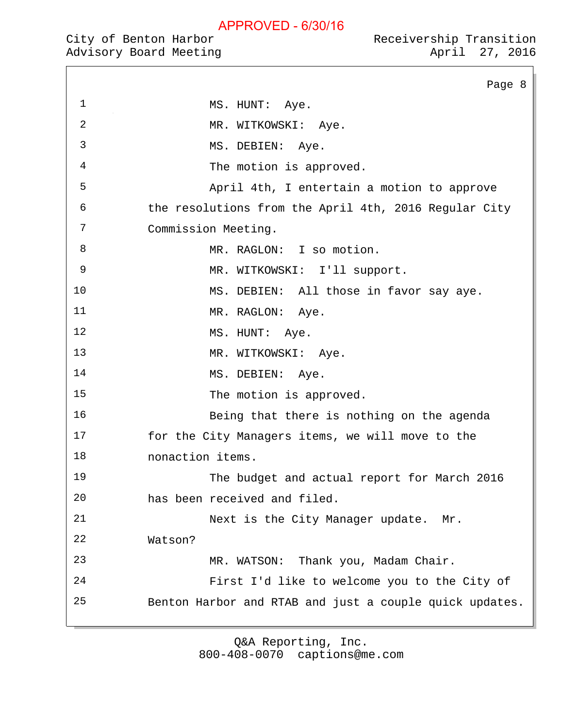MS. HUNT: Aye.

MR. WITKOWSKI: Aye.

MS. DEBIEN: Aye.

The motion is approved.

April 4th, I entertain a motion to approve the resolutions from the April 4th, 2016 Regular City Commission Meeting.

MR. RAGLON: I so motion.

MR. WITKOWSKI: I'll support.

MS. DEBIEN: All those in favor say aye.

MR. RAGLON: Aye.

MS. HUNT: Aye.

MR. WITKOWSKI: Aye.

MS. DEBIEN: Aye.

The motion is approved.

Being that there is nothing on the agenda for the City Managers items, we will move to the nonaction items.

The budget and actual report for March 2016 has been received and filed.

Next is the City Manager update. Mr. Watson?

MR. WATSON: Thank you, Madam Chair.

First I'd like to welcome you to the City of Benton Harbor and RTAB and just a couple quick updates.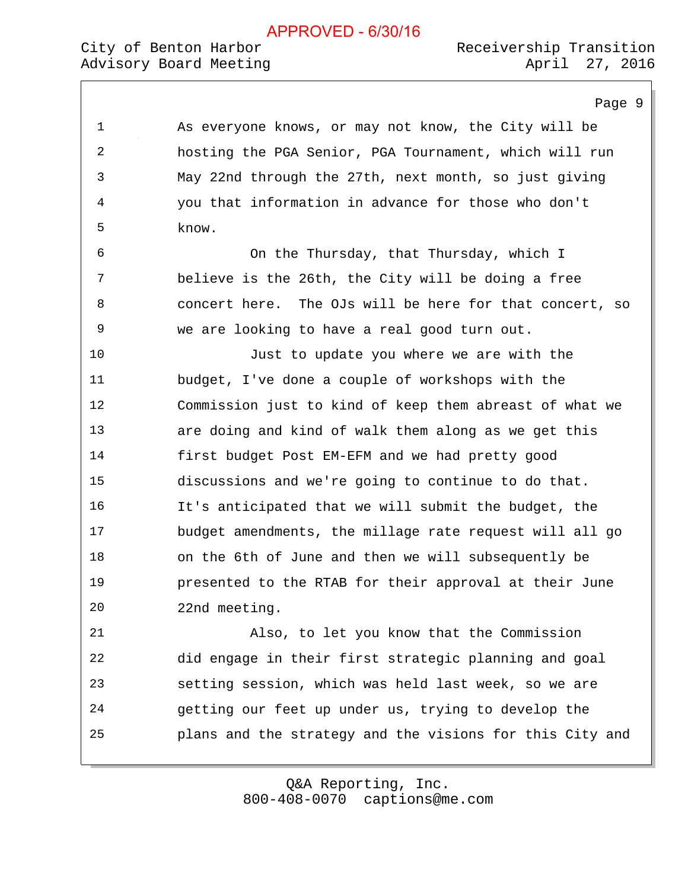As everyone knows, or may not know, the City will be hosting the PGA Senior, PGA Tournament, which will run May 22nd through the 27th, next month, so just giving you that information in advance for those who don't know.

On the Thursday, that Thursday, which I believe is the 26th, the City will be doing a free concert here. The OJs will be here for that concert, so we are looking to have a real good turn out.

Just to update you where we are with the budget, I've done a couple of workshops with the Commission just to kind of keep them abreast of what we are doing and kind of walk them along as we get this first budget Post EM-EFM and we had pretty good discussions and we're going to continue to do that. It's anticipated that we will submit the budget, the budget amendments, the millage rate request will all go on the 6th of June and then we will subsequently be presented to the RTAB for their approval at their June 22nd meeting.

Also, to let you know that the Commission did engage in their first strategic planning and goal setting session, which was held last week, so we are getting our feet up under us, trying to develop the plans and the strategy and the visions for this City and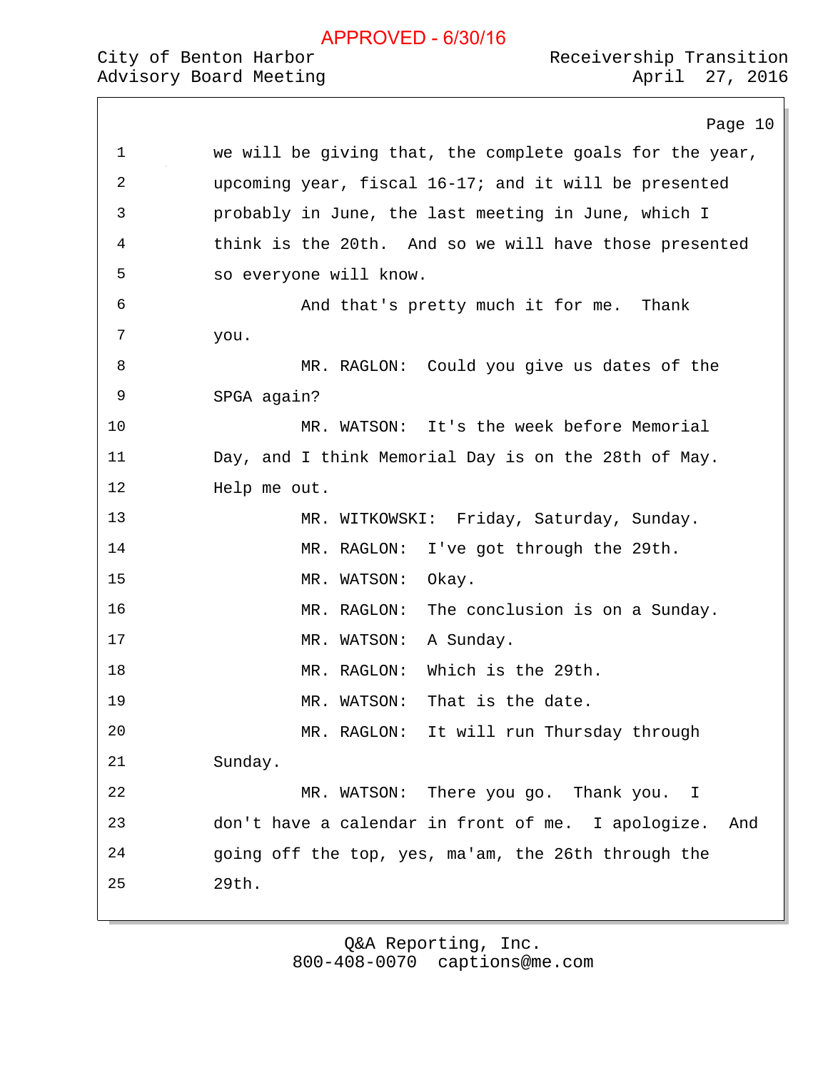we will be giving that, the complete goals for the year, upcoming year, fiscal 16-17; and it will be presented probably in June, the last meeting in June, which I think is the 20th. And so we will have those presented so everyone will know.

And that's pretty much it for me. Thank you.

MR. RAGLON: Could you give us dates of the SPGA again?

MR. WATSON: It's the week before Memorial Day, and I think Memorial Day is on the 28th of May. Help me out.

MR. WITKOWSKI: Friday, Saturday, Sunday.

MR. RAGLON: I've got through the 29th.

MR. WATSON: Okay.

MR. RAGLON: The conclusion is on a Sunday.

MR. WATSON: A Sunday.

MR. RAGLON: Which is the 29th.

MR. WATSON: That is the date.

MR. RAGLON: It will run Thursday through Sunday.

MR. WATSON: There you go. Thank you. I don't have a calendar in front of me. I apologize. And going off the top, yes, ma'am, the 26th through the 29th.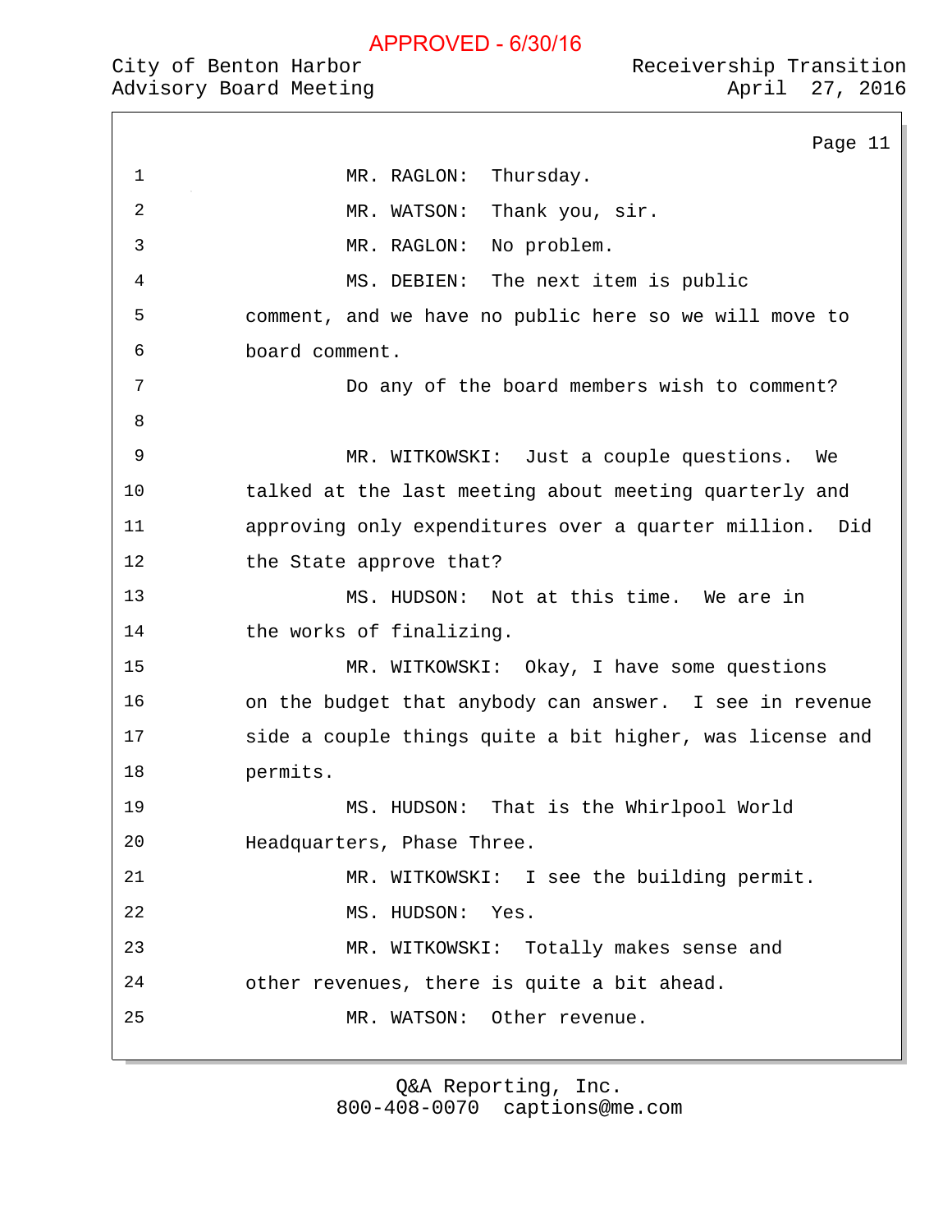MR. RAGLON: Thursday.

MR. WATSON: Thank you, sir.

MR. RAGLON: No problem.

MS. DEBIEN: The next item is public comment, and we have no public here so we will move to board comment.

Do any of the board members wish to comment?

MR. WITKOWSKI: Just a couple questions. We talked at the last meeting about meeting quarterly and approving only expenditures over a quarter million. Did the State approve that?

MS. HUDSON: Not at this time. We are in the works of finalizing.

MR. WITKOWSKI: Okay, I have some questions on the budget that anybody can answer. I see in revenue side a couple things quite a bit higher, was license and permits.

MS. HUDSON: That is the Whirlpool World Headquarters, Phase Three.

MR. WITKOWSKI: I see the building permit.

MS. HUDSON: Yes.

MR. WITKOWSKI: Totally makes sense and other revenues, there is quite a bit ahead.

MR. WATSON: Other revenue.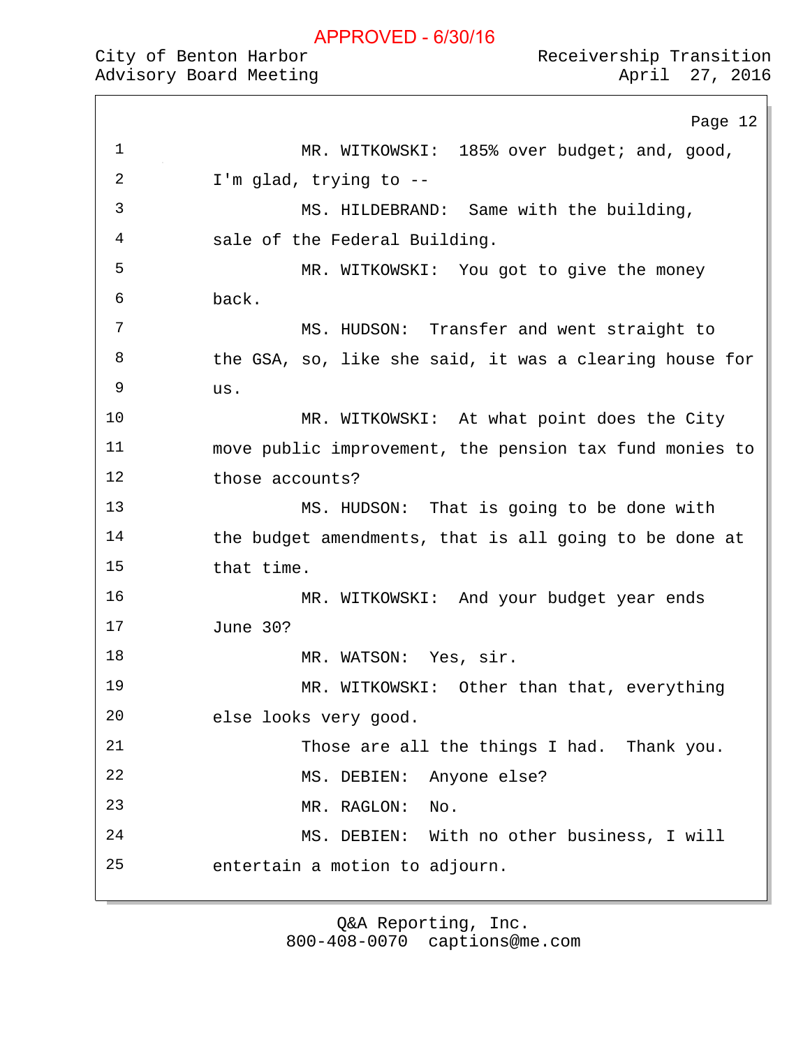MR. WITKOWSKI: 185% over budget; and, good, I'm glad, trying to --

MS. HILDEBRAND: Same with the building, sale of the Federal Building.

MR. WITKOWSKI: You got to give the money back.

MS. HUDSON: Transfer and went straight to the GSA, so, like she said, it was a clearing house for us.

MR. WITKOWSKI: At what point does the City move public improvement, the pension tax fund monies to those accounts?

MS. HUDSON: That is going to be done with the budget amendments, that is all going to be done at that time.

MR. WITKOWSKI: And your budget year ends June 30?

MR. WATSON: Yes, sir.

MR. WITKOWSKI: Other than that, everything else looks very good.

Those are all the things I had. Thank you.

MS. DEBIEN: Anyone else?

MR. RAGLON: No.

MS. DEBIEN: With no other business, I will entertain a motion to adjourn.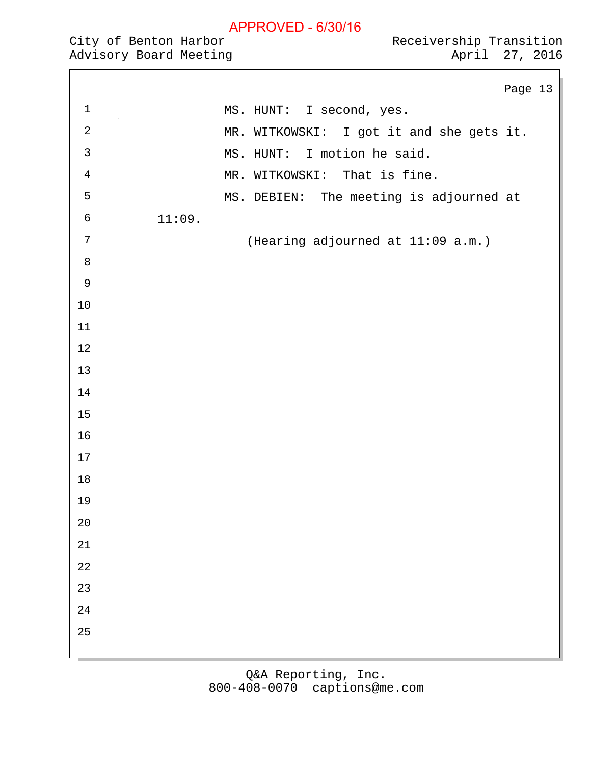MS. HUNT: I second, yes.

MR. WITKOWSKI: I got it and she gets it.

MS. HUNT: I motion he said.

MR. WITKOWSKI: That is fine.

MS. DEBIEN: The meeting is adjourned at 11:09.

(Hearing adjourned at 11:09 a.m.)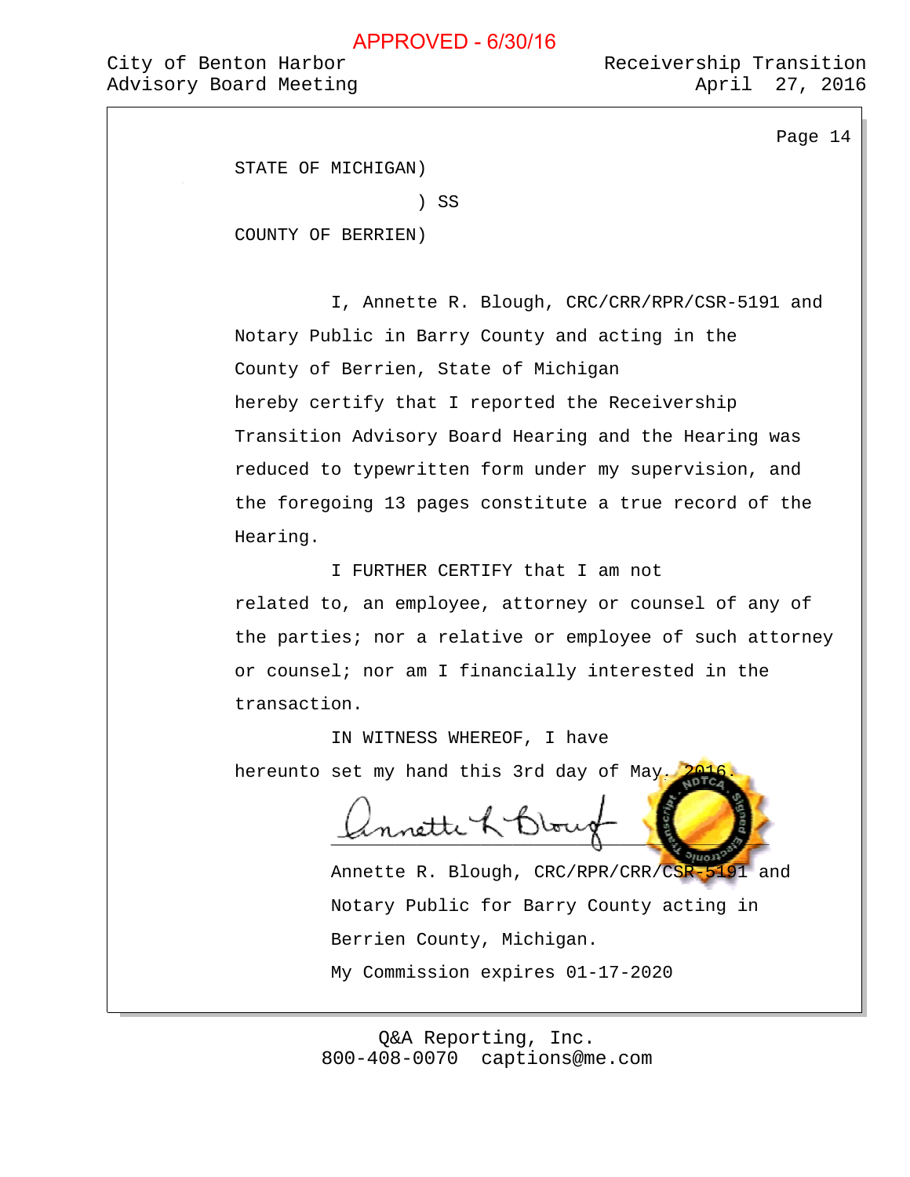STATE OF MICHIGAN)

) SS

COUNTY OF BERRIEN)

I, Annette R. Blough, CRC/CRR/RPR/CSR-5191 and Notary Public in Barry County and acting in the County of Berrien, State of Michigan hereby certify that I reported the Receivership Transition Advisory Board Hearing and the Hearing was reduced to typewritten form under my supervision, and the foregoing 13 pages constitute a true record of the Hearing.

I FURTHER CERTIFY that I am not related to, an employee, attorney or counsel of any of the parties; nor a relative or employee of such attorney or counsel; nor am I financially interested in the transaction.

IN WITNESS WHEREOF, I have hereunto set my hand this 3rd day of May, 2016.

Annette R. Blough, CRC/RPR/CRR/CSR-5191 and
Notary Public for Barry County acting in
Berrien County, Michigan.
My Commission expires 01-17-2020